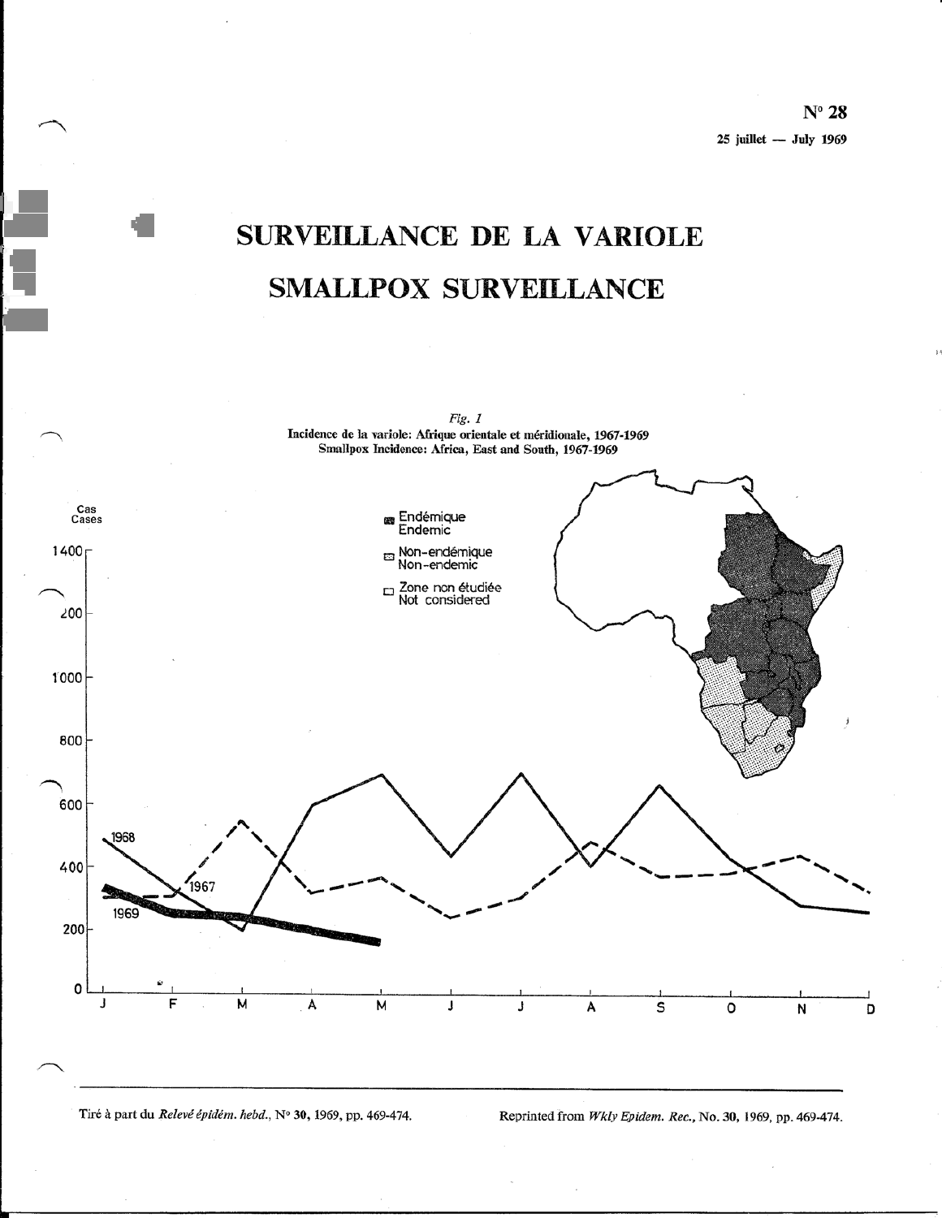N° 28

25 juillet — July 1969

# SURVEILLANCE DE LA VARIOLE

# SMALLPOX SURVEILLANCE

*Fig. 1*

**Incidence de la variole: Afrique orientale et méridionale, 1967-1969**
**Smallpox Incidence: Africa, East and South, 1967-1969**

Tiré à part du *Relevé épidém. hebd.*, N° **30**, 1969, pp. 469-474.

Reprinted from *Wkly Epidem. Rec.*, No. **30**, 1969, pp. 469-474.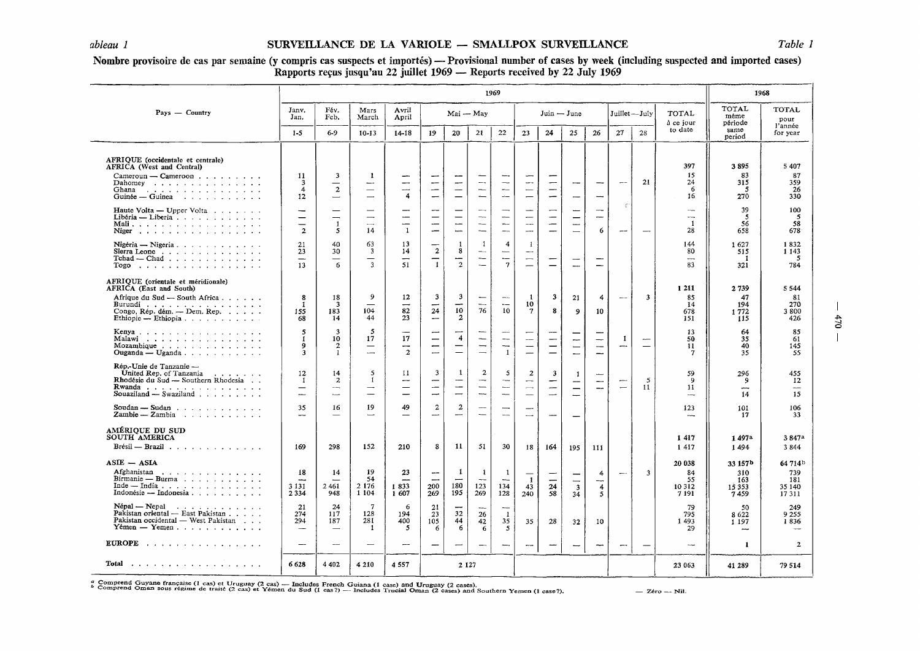*Tableau 1* — **SURVEILLANCE DE LA VARIOLE — SMALLPOX SURVEILLANCE** — *Table 1*

**Nombre provisoire de cas par semaine (y compris cas suspects et importés) — Provisional number of cases by week (including suspected and imported cases)**
**Rapports reçus jusqu'au 22 juillet 1969 — Reports received by 22 July 1969**

| Pays — Country | 1969 | | | | | | | | | | | | | | | 1968 | |
|---|---|---|---|---|---|---|---|---|---|---|---|---|---|---|---|---|---|
| | Janv. Jan. | Fév. Feb. | Mars March | Avril April | Mai — May | | | | Juin — June | | | | Juillet — July | | TOTAL à ce jour to date | TOTAL même période same period | TOTAL pour l'année for year |
| | 1-5 | 6-9 | 10-13 | 14-18 | 19 | 20 | 21 | 22 | 23 | 24 | 25 | 26 | 27 | 28 | | | |
| **AFRIQUE (occidentale et centrale) AFRICA (West and Central)** | | | | | | | | | | | | | | | **397** | **3 895** | **5 407** |
| Cameroun — Cameroon | 11 | 3 | 1 | — | — | — | — | — | — | — | | | | | 15 | 83 | 87 |
| Dahomey | 3 | — | — | — | — | — | — | — | — | — | — | — | — | 21 | 24 | 315 | 359 |
| Ghana | 4 | 2 | — | — | — | — | — | — | — | — | | | | | 6 | 5 | 26 |
| Guinée — Guinea | 12 | — | — | 4 | — | — | — | — | — | — | — | — | | | 16 | 270 | 330 |
| Haute Volta — Upper Volta | — | — | — | — | — | — | — | — | — | — | — | — | | | — | 39 | 100 |
| Libéria — Liberia | — | — | — | — | — | — | — | — | — | — | — | — | | | — | 5 | 5 |
| Mali | — | 1 | — | — | — | — | — | — | — | — | — | | | | 1 | 56 | 58 |
| Niger | 2 | 5 | 14 | 1 | — | — | — | — | — | — | — | 6 | — | — | 28 | 658 | 678 |
| Nigéria — Nigeria | 21 | 40 | 63 | 13 | — | 1 | 1 | 4 | 1 | | | | | | 144 | 1 627 | 1 832 |
| Sierra Leone | 23 | 30 | 3 | 14 | 2 | 8 | — | — | — | | | | | | 80 | 515 | 1 143 |
| Tchad — Chad | — | — | — | — | — | — | — | — | — | — | — | — | | | — | 1 | 5 |
| Togo | 13 | 6 | 3 | 51 | 1 | 2 | — | 7 | — | — | — | — | | | 83 | 321 | 784 |
| **AFRIQUE (orientale et méridionale) AFRICA (East and South)** | | | | | | | | | | | | | | | **1 211** | **2 739** | **5 544** |
| Afrique du Sud — South Africa | 8 | 18 | 9 | 12 | 3 | 3 | — | — | 1 | 3 | 21 | 4 | — | 3 | 85 | 47 | 81 |
| Burundi | 1 | 3 | — | — | — | — | — | — | 10 | | | | | | 14 | 194 | 270 |
| Congo, Rép. dém. — Dem. Rep. | 155 | 183 | 104 | 82 | 24 | 10 | 76 | 10 | 7 | 8 | 9 | 10 | | | 678 | 1 772 | 3 800 |
| Ethiopie — Ethiopia | 68 | 14 | 44 | 23 | — | 2 | | | | | | | | | 151 | 115 | 426 |
| Kenya | 5 | 3 | 5 | — | — | — | — | — | — | — | — | — | | | 13 | 64 | 85 |
| Malawi | 1 | 10 | 17 | 17 | — | 4 | — | — | — | — | — | — | 1 | — | 50 | 35 | 61 |
| Mozambique | 9 | 2 | — | — | — | — | — | — | — | — | — | — | — | — | 11 | 40 | 145 |
| Ouganda — Uganda | 3 | 1 | — | 2 | — | — | — | 1 | — | — | — | — | | | 7 | 35 | 55 |
| Rép.-Unie de Tanzanie — United Rep. of Tanzania | 12 | 14 | 5 | 11 | 3 | 1 | 2 | 5 | 2 | 3 | 1 | — | | | 59 | 296 | 455 |
| Rhodésie du Sud — Southern Rhodesia | 1 | 2 | 1 | — | — | — | — | — | — | — | — | — | — | 5 | 9 | 9 | 12 |
| Rwanda | — | — | — | — | — | — | — | — | — | — | — | — | — | 11 | 11 | — | — |
| Souaziland — Swaziland | — | — | — | — | — | — | — | — | — | — | — | | | | — | 14 | 15 |
| Soudan — Sudan | 35 | 16 | 19 | 49 | 2 | 2 | — | — | — | | | | | | 123 | 101 | 106 |
| Zambie — Zambia | — | — | — | — | — | — | — | — | — | — | — | | | | — | 17 | 33 |
| **AMÉRIQUE DU SUD SOUTH AMERICA** | | | | | | | | | | | | | | | **1 417** | **1 497[a]** | **3 847[a]** |
| Brésil — Brazil | 169 | 298 | 152 | 210 | 8 | 11 | 51 | 30 | 18 | 164 | 195 | 111 | | | 1 417 | 1 494 | 3 844 |
| **ASIE — ASIA** | | | | | | | | | | | | | | | **20 038** | **33 157[b]** | **64 714[b]** |
| Afghanistan | 18 | 14 | 19 | 23 | — | 1 | 1 | 1 | — | — | — | 4 | — | 3 | 84 | 310 | 739 |
| Birmanie — Burma | — | — | 54 | — | — | — | — | — | 1 | — | — | — | | | 55 | 163 | 181 |
| Inde — India | 3 131 | 2 461 | 2 176 | 1 833 | 200 | 180 | 123 | 134 | 43 | 24 | 3 | 4 | | | 10 312 | 15 353 | 35 140 |
| Indonésie — Indonesia | 2 334 | 948 | 1 104 | 1 607 | 269 | 195 | 269 | 128 | 240 | 58 | 34 | 5 | | | 7 191 | 7 459 | 17 311 |
| Népal — Nepal | 21 | 24 | 7 | 6 | 21 | — | — | — | | | | | | | 79 | 50 | 249 |
| Pakistan oriental — East Pakistan | 274 | 117 | 128 | 194 | 23 | 32 | 26 | 1 | | | | | | | 795 | 8 622 | 9 255 |
| Pakistan occidental — West Pakistan | 294 | 187 | 281 | 400 | 105 | 44 | 42 | 35 | 35 | 28 | 32 | 10 | | | 1 493 | 1 197 | 1 836 |
| Yémen — Yemen | — | — | 1 | 5 | 6 | 6 | 6 | 5 | | | | | | | 29 | — | — |
| **EUROPE** | — | — | — | — | — | — | — | — | — | — | — | — | — | — | — | 1 | 2 |
| **Total** | 6 628 | 4 402 | 4 210 | 4 557 | 2 127 | | | | | | | | | | 23 063 | 41 289 | 79 514 |

[a] Comprend Guyane française (1 cas) et Uruguay (2 cas) — Includes French Guiana (1 case) and Uruguay (2 cases).
[b] Comprend Oman sous régime de traité (2 cas) et Yémen du Sud (1 cas ?) — Includes Trucial Oman (2 cases) and Southern Yemen (1 case ?).

— Zéro — Nil.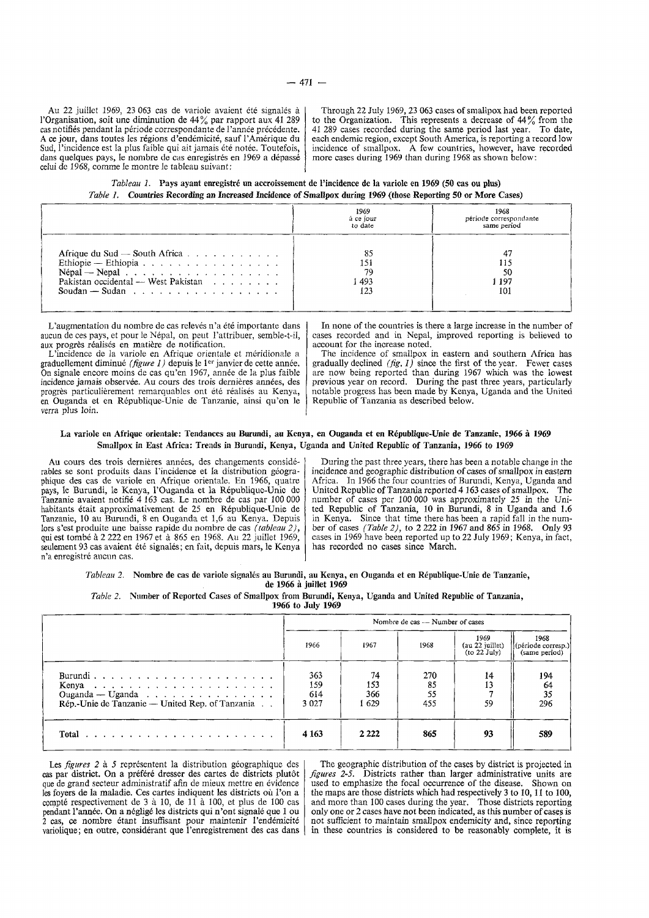Au 22 juillet 1969, 23 063 cas de variole avaient été signalés à l'Organisation, soit une diminution de 44% par rapport aux 41 289 cas notifiés pendant la période correspondante de l'année précédente. A ce jour, dans toutes les régions d'endémicité, sauf l'Amérique du Sud, l'incidence est la plus faible qui ait jamais été notée. Toutefois, dans quelques pays, le nombre de cas enregistrés en 1969 a dépassé celui de 1968, comme le montre le tableau suivant:

Through 22 July 1969, 23 063 cases of smallpox had been reported to the Organization. This represents a decrease of 44% from the 41 289 cases recorded during the same period last year. To date, each endemic region, except South America, is reporting a record low incidence of smallpox. A few countries, however, have recorded more cases during 1969 than during 1968 as shown below:

*Tableau 1.* **Pays ayant enregistré un accroissement de l'incidence de la variole en 1969 (50 cas ou plus)**

*Table 1.* **Countries Recording an Increased Incidence of Smallpox during 1969 (those Reporting 50 or More Cases)**

| | 1969 à ce jour to date | 1968 période correspondante same period |
|---|---|---|
| Afrique du Sud — South Africa | 85 | 47 |
| Ethiopie — Ethiopia | 151 | 115 |
| Népal — Nepal | 79 | 50 |
| Pakistan occidental — West Pakistan | 1 493 | 1 197 |
| Soudan — Sudan | 123 | 101 |

L'augmentation du nombre de cas relevés n'a été importante dans aucun de ces pays, et pour le Népal, on peut l'attribuer, semble-t-il, aux progrès réalisés en matière de notification.

L'incidence de la variole en Afrique orientale et méridionale a graduellement diminué *(figure 1)* depuis le 1er janvier de cette année. On signale encore moins de cas qu'en 1967, année de la plus faible incidence jamais observée. Au cours des trois dernières années, des progrès particulièrement remarquables ont été réalisés au Kenya, en Ouganda et en République-Unie de Tanzanie, ainsi qu'on le verra plus loin.

In none of the countries is there a large increase in the number of cases recorded and in Nepal, improved reporting is believed to account for the increase noted.

The incidence of smallpox in eastern and southern Africa has gradually declined *(fig. 1)* since the first of the year. Fewer cases are now being reported than during 1967 which was the lowest previous year on record. During the past three years, particularly notable progress has been made by Kenya, Uganda and the United Republic of Tanzania as described below.

### La variole en Afrique orientale: Tendances au Burundi, au Kenya, en Ouganda et en République-Unie de Tanzanie, 1966 à 1969
### Smallpox in East Africa: Trends in Burundi, Kenya, Uganda and United Republic of Tanzania, 1966 to 1969

Au cours des trois dernières années, des changements considérables se sont produits dans l'incidence et la distribution géographique des cas de variole en Afrique orientale. En 1966, quatre pays, le Burundi, le Kenya, l'Ouganda et la République-Unie de Tanzanie avaient notifié 4 163 cas. Le nombre de cas par 100 000 habitants était approximativement de 25 en République-Unie de Tanzanie, 10 au Burundi, 8 en Ouganda et 1,6 au Kenya. Depuis lors s'est produite une baisse rapide du nombre de cas *(tableau 2)*, qui est tombé à 2 222 en 1967 et à 865 en 1968. Au 22 juillet 1969, seulement 93 cas avaient été signalés; en fait, depuis mars, le Kenya n'a enregistré aucun cas.

During the past three years, there has been a notable change in the incidence and geographic distribution of cases of smallpox in eastern Africa. In 1966 the four countries of Burundi, Kenya, Uganda and United Republic of Tanzania reported 4 163 cases of smallpox. The number of cases per 100 000 was approximately 25 in the United Republic of Tanzania, 10 in Burundi, 8 in Uganda and 1.6 in Kenya. Since that time there has been a rapid fall in the number of cases *(Table 2)*, to 2 222 in 1967 and 865 in 1968. Only 93 cases in 1969 have been reported up to 22 July 1969; Kenya, in fact, has recorded no cases since March.

*Tableau 2.* **Nombre de cas de variole signalés au Burundi, au Kenya, en Ouganda et en République-Unie de Tanzanie, de 1966 à juillet 1969**

*Table 2.* **Number of Reported Cases of Smallpox from Burundi, Kenya, Uganda and United Republic of Tanzania, 1966 to July 1969**

| | Nombre de cas — Number of cases | | | | |
|---|---|---|---|---|---|
| | 1966 | 1967 | 1968 | 1969 (au 22 juillet) (to 22 July) | 1968 (période corresp.) (same period) |
| Burundi | 363 | 74 | 270 | 14 | 194 |
| Kenya | 159 | 153 | 85 | 13 | 64 |
| Ouganda — Uganda | 614 | 366 | 55 | 7 | 35 |
| Rép.-Unie de Tanzanie — United Rep. of Tanzania | 3 027 | 1 629 | 455 | 59 | 296 |
| **Total** | **4 163** | **2 222** | **865** | **93** | **589** |

Les *figures 2* à *5* représentent la distribution géographique des cas par district. On a préféré dresser des cartes de districts plutôt que de grand secteur administratif afin de mieux mettre en évidence les foyers de la maladie. Ces cartes indiquent les districts où l'on a compté respectivement de 3 à 10, de 11 à 100, et plus de 100 cas pendant l'année. On a négligé les districts qui n'ont signalé que 1 ou 2 cas, ce nombre étant insuffisant pour maintenir l'endémicité variolique; en outre, considérant que l'enregistrement des cas dans

The geographic distribution of the cases by district is projected in *figures 2-5*. Districts rather than larger administrative units are used to emphasize the focal occurrence of the disease. Shown on the maps are those districts which had respectively 3 to 10, 11 to 100, and more than 100 cases during the year. Those districts reporting only one or 2 cases have not been indicated, as this number of cases is not sufficient to maintain smallpox endemicity and, since reporting in these countries is considered to be reasonably complete, it is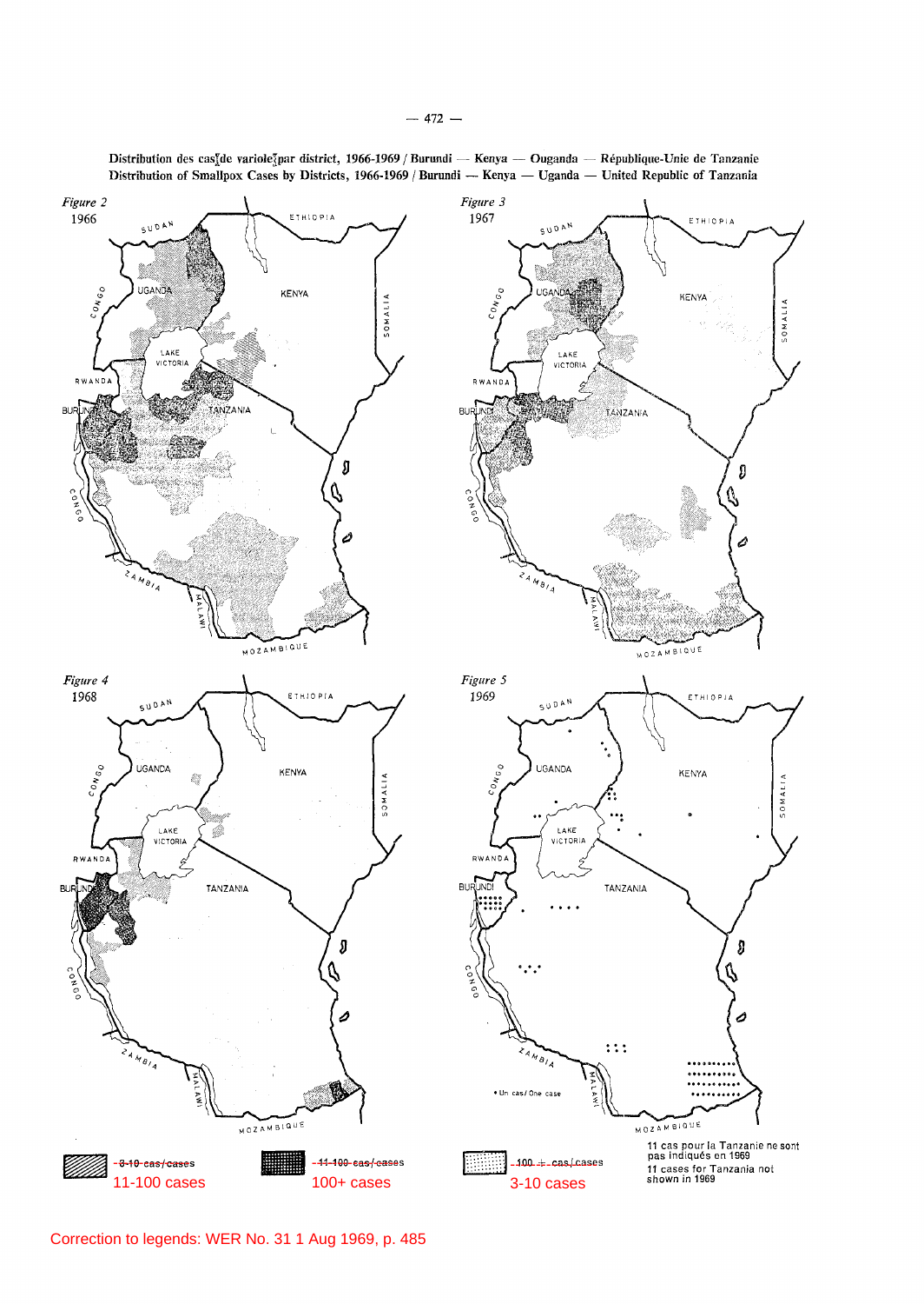Distribution des cas de variole par district, 1966-1969 / Burundi — Kenya — Ouganda — République-Unie de Tanzanie
Distribution of Smallpox Cases by Districts, 1966-1969 / Burundi — Kenya — Uganda — United Republic of Tanzania

*Figure 2*
1966

*Figure 3*
1967

*Figure 4*
1968

*Figure 5*
1969

• Un cas/ One case

~~3-10 cas/cases~~ 11-100 cases

~~11-100 cas/cases~~ 100+ cases

~~100 + cas/cases~~ 3-10 cases

11 cas pour la Tanzanie ne sont pas indiqués en 1969
11 cases for Tanzania not shown in 1969

Correction to legends: WER No. 31 1 Aug 1969, p. 485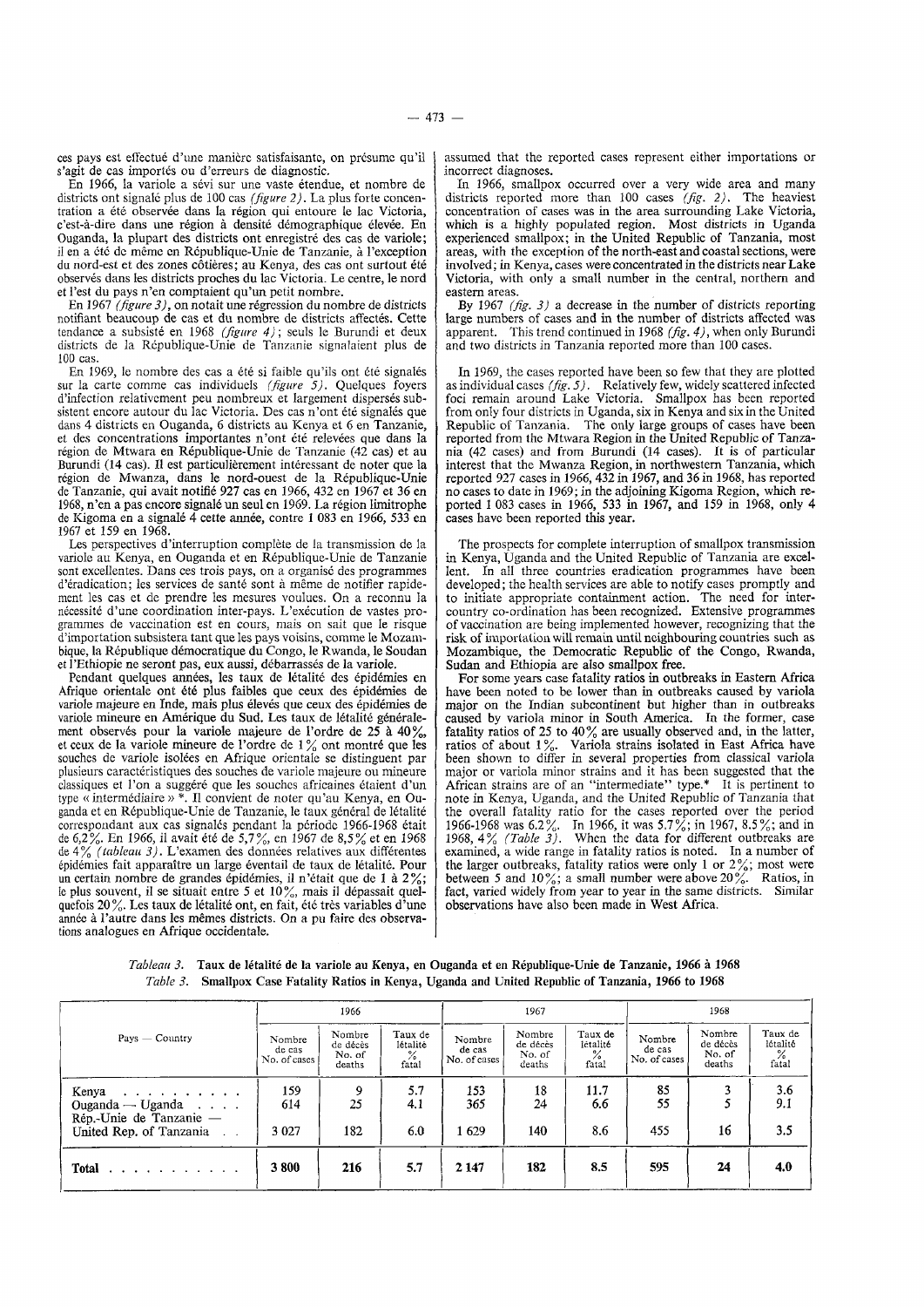ces pays est effectué d'une manière satisfaisante, on présume qu'il s'agit de cas importés ou d'erreurs de diagnostic.

En 1966, la variole a sévi sur une vaste étendue, et nombre de districts ont signalé plus de 100 cas *(figure 2)*. La plus forte concentration a été observée dans la région qui entoure le lac Victoria, c'est-à-dire dans une région à densité démographique élevée. En Ouganda, la plupart des districts ont enregistré des cas de variole; il en a été de même en République-Unie de Tanzanie, à l'exception du nord-est et des zones côtières; au Kenya, des cas ont surtout été observés dans les districts proches du lac Victoria. Le centre, le nord et l'est du pays n'en comptaient qu'un petit nombre.

En 1967 *(figure 3)*, on notait une régression du nombre de districts notifiant beaucoup de cas et du nombre de districts affectés. Cette tendance a subsisté en 1968 *(figure 4)*; seuls le Burundi et deux districts de la République-Unie de Tanzanie signalaient plus de 100 cas.

En 1969, le nombre des cas a été si faible qu'ils ont été signalés sur la carte comme cas individuels *(figure 5)*. Quelques foyers d'infection relativement peu nombreux et largement dispersés subsistent encore autour du lac Victoria. Des cas n'ont été signalés que dans 4 districts en Ouganda, 6 districts au Kenya et 6 en Tanzanie, et des concentrations importantes n'ont été relevées que dans la région de Mtwara en République-Unie de Tanzanie (42 cas) et au Burundi (14 cas). Il est particulièrement intéressant de noter que la région de Mwanza, dans le nord-ouest de la République-Unie de Tanzanie, qui avait notifié 927 cas en 1966, 432 en 1967 et 36 en 1968, n'en a pas encore signalé un seul en 1969. La région limitrophe de Kigoma en a signalé 4 cette année, contre 1 083 en 1966, 533 en 1967 et 159 en 1968.

Les perspectives d'interruption complète de la transmission de la variole au Kenya, en Ouganda et en République-Unie de Tanzanie sont excellentes. Dans ces trois pays, on a organisé des programmes d'éradication; les services de santé sont à même de notifier rapidement les cas et de prendre les mesures voulues. On a reconnu la nécessité d'une coordination inter-pays. L'exécution de vastes programmes de vaccination est en cours, mais on sait que le risque d'importation subsistera tant que les pays voisins, comme le Mozambique, la République démocratique du Congo, le Rwanda, le Soudan et l'Ethiopie ne seront pas, eux aussi, débarrassés de la variole.

Pendant quelques années, les taux de létalité des épidémies en Afrique orientale ont été plus faibles que ceux des épidémies de variole majeure en Inde, mais plus élevés que ceux des épidémies de variole mineure en Amérique du Sud. Les taux de létalité généralement observés pour la variole majeure de l'ordre de 25 à 40%, et ceux de la variole mineure de l'ordre de 1% ont montré que les souches de variole isolées en Afrique orientale se distinguent par plusieurs caractéristiques des souches de variole majeure ou mineure classiques et l'on a suggéré que les souches africaines étaient d'un type « intermédiaire » \*. Il convient de noter qu'au Kenya, en Ouganda et en République-Unie de Tanzanie, le taux général de létalité correspondant aux cas signalés pendant la période 1966-1968 était de 6,2%. En 1966, il avait été de 5,7%, en 1967 de 8,5% et en 1968 de 4% *(tableau 3)*. L'examen des données relatives aux différentes épidémies fait apparaître un large éventail de taux de létalité. Pour un certain nombre de grandes épidémies, il n'était que de 1 à 2%; le plus souvent, il se situait entre 5 et 10%, mais il dépassait quelquefois 20%. Les taux de létalité ont, en fait, été très variables d'une année à l'autre dans les mêmes districts. On a pu faire des observations analogues en Afrique occidentale.

assumed that the reported cases represent either importations or incorrect diagnoses.

In 1966, smallpox occurred over a very wide area and many districts reported more than 100 cases *(fig. 2)*. The heaviest concentration of cases was in the area surrounding Lake Victoria, which is a highly populated region. Most districts in Uganda experienced smallpox; in the United Republic of Tanzania, most areas, with the exception of the north-east and coastal sections, were involved; in Kenya, cases were concentrated in the districts near Lake Victoria, with only a small number in the central, northern and eastern areas.

By 1967 *(fig. 3)* a decrease in the number of districts reporting large numbers of cases and in the number of districts affected was apparent. This trend continued in 1968 *(fig. 4)*, when only Burundi and two districts in Tanzania reported more than 100 cases.

In 1969, the cases reported have been so few that they are plotted as individual cases *(fig. 5)*. Relatively few, widely scattered infected foci remain around Lake Victoria. Smallpox has been reported from only four districts in Uganda, six in Kenya and six in the United Republic of Tanzania. The only large groups of cases have been reported from the Mtwara Region in the United Republic of Tanzania (42 cases) and from Burundi (14 cases). It is of particular interest that the Mwanza Region, in northwestern Tanzania, which reported 927 cases in 1966, 432 in 1967, and 36 in 1968, has reported no cases to date in 1969; in the adjoining Kigoma Region, which reported 1 083 cases in 1966, 533 in 1967, and 159 in 1968, only 4 cases have been reported this year.

The prospects for complete interruption of smallpox transmission in Kenya, Uganda and the United Republic of Tanzania are excellent. In all three countries eradication programmes have been developed; the health services are able to notify cases promptly and to initiate appropriate containment action. The need for inter-country co-ordination has been recognized. Extensive programmes of vaccination are being implemented however, recognizing that the risk of importation will remain until neighbouring countries such as Mozambique, the Democratic Republic of the Congo, Rwanda, Sudan and Ethiopia are also smallpox free.

For some years case fatality ratios in outbreaks in Eastern Africa have been noted to be lower than in outbreaks caused by variola major on the Indian subcontinent but higher than in outbreaks caused by variola minor in South America. In the former, case fatality ratios of 25 to 40% are usually observed and, in the latter, ratios of about 1%. Variola strains isolated in East Africa have been shown to differ in several properties from classical variola major or variola minor strains and it has been suggested that the African strains are of an "intermediate" type.\* It is pertinent to note in Kenya, Uganda, and the United Republic of Tanzania that the overall fatality ratio for the cases reported over the period 1966-1968 was 6.2%. In 1966, it was 5.7%; in 1967, 8.5%; and in 1968, 4% *(Table 3)*. When the data for different outbreaks are examined, a wide range in fatality ratios is noted. In a number of the larger outbreaks, fatality ratios were only 1 or 2%; most were between 5 and 10%; a small number were above 20%. Ratios, in fact, varied widely from year to year in the same districts. Similar observations have also been made in West Africa.

*Tableau 3.* **Taux de létalité de la variole au Kenya, en Ouganda et en République-Unie de Tanzanie, 1966 à 1968**

*Table 3.* **Smallpox Case Fatality Ratios in Kenya, Uganda and United Republic of Tanzania, 1966 to 1968**

| Pays — Country | 1966 | | | 1967 | | | 1968 | | |
|---|---|---|---|---|---|---|---|---|---|
| | Nombre de cas No. of cases | Nombre de décès No. of deaths | Taux de létalité % fatal | Nombre de cas No. of cases | Nombre de décès No. of deaths | Taux de létalité % fatal | Nombre de cas No. of cases | Nombre de décès No. of deaths | Taux de létalité % fatal |
| Kenya | 159 | 9 | 5.7 | 153 | 18 | 11.7 | 85 | 3 | 3.6 |
| Ouganda — Uganda | 614 | 25 | 4.1 | 365 | 24 | 6.6 | 55 | 5 | 9.1 |
| Rép.-Unie de Tanzanie — United Rep. of Tanzania | 3 027 | 182 | 6.0 | 1 629 | 140 | 8.6 | 455 | 16 | 3.5 |
| **Total** | **3 800** | **216** | **5.7** | **2 147** | **182** | **8.5** | **595** | **24** | **4.0** |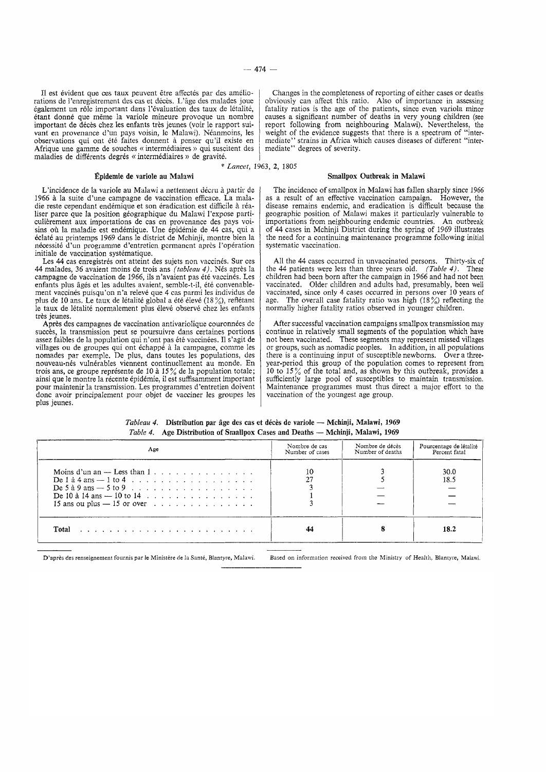Il est évident que ces taux peuvent être affectés par des améliorations de l'enregistrement des cas et décès. L'âge des malades joue également un rôle important dans l'évaluation des taux de létalité, étant donné que même la variole mineure provoque un nombre important de décès chez les enfants très jeunes (voir le rapport suivant en provenance d'un pays voisin, le Malawi). Néanmoins, les observations qui ont été faites donnent à penser qu'il existe en Afrique une gamme de souches « intermédiaires » qui suscitent des maladies de différents degrés « intermédiaires » de gravité.

Changes in the completeness of reporting of either cases or deaths obviously can affect this ratio. Also of importance in assessing fatality ratios is the age of the patients, since even variola minor causes a significant number of deaths in very young children (see report following from neighbouring Malawi). Nevertheless, the weight of the evidence suggests that there is a spectrum of "intermediate" strains in Africa which causes diseases of different "intermediate" degrees of severity.

\* *Lancet,* 1963, **2,** 1805

## Épidemie de variole au Malawi

L'incidence de la variole au Malawi a nettement décru à partir de 1966 à la suite d'une campagne de vaccination efficace. La maladie reste cependant endémique et son éradication est difficile à réaliser parce que la position géographique du Malawi l'expose particulièrement aux importations de cas en provenance des pays voisins où la maladie est endémique. Une épidémie de 44 cas, qui a éclaté au printemps 1969 dans le district de Mchinji, montre bien la nécessité d'un programme d'entretien permanent après l'opération initiale de vaccination systématique.

Les 44 cas enregistrés ont atteint des sujets non vaccinés. Sur ces 44 malades, 36 avaient moins de trois ans *(tableau 4)*. Nés après la campagne de vaccination de 1966, ils n'avaient pas été vaccinés. Les enfants plus âgés et les adultes avaient, semble-t-il, été convenablement vaccinés puisqu'on n'a relevé que 4 cas parmi les individus de plus de 10 ans. Le taux de létalité global a été élevé (18 %), reflétant le taux de létalité normalement plus élevé observé chez les enfants très jeunes.

Après des campagnes de vaccination antivariolique couronnées de succès, la transmission peut se poursuivre dans certaines portions assez faibles de la population qui n'ont pas été vaccinées. Il s'agit de villages ou de groupes qui ont échappé à la campagne, comme les nomades par exemple. De plus, dans toutes les populations, des nouveau-nés vulnérables viennent continuellement au monde. En trois ans, ce groupe représente de 10 à 15 % de la population totale; ainsi que le montre la récente épidémie, il est suffisamment important pour maintenir la transmission. Les programmes d'entretien doivent donc avoir principalement pour objet de vacciner les groupes les plus jeunes.

## Smallpox Outbreak in Malawi

The incidence of smallpox in Malawi has fallen sharply since 1966 as a result of an effective vaccination campaign. However, the disease remains endemic, and eradication is difficult because the geographic position of Malawi makes it particularly vulnerable to importations from neighbouring endemic countries. An outbreak of 44 cases in Mchinji District during the spring of 1969 illustrates the need for a continuing maintenance programme following initial systematic vaccination.

All the 44 cases occurred in unvaccinated persons. Thirty-six of the 44 patients were less than three years old. *(Table 4)*. These children had been born after the campaign in 1966 and had not been vaccinated. Older children and adults had, presumably, been well vaccinated, since only 4 cases occurred in persons over 10 years of age. The overall case fatality ratio was high (18 %) reflecting the normally higher fatality ratios observed in younger children.

After successful vaccination campaigns smallpox transmission may continue in relatively small segments of the population which have not been vaccinated. These segments may represent missed villages or groups, such as nomadic peoples. In addition, in all populations there is a continuing input of susceptible newborns. Over a three-year-period this group of the population comes to represent from 10 to 15 % of the total and, as shown by this outbreak, provides a sufficiently large pool of susceptibles to maintain transmission. Maintenance programmes must thus direct a major effort to the vaccination of the youngest age group.

*Tableau 4.* **Distribution par âge des cas et décès de variole — Mchinji, Malawi, 1969**
*Table 4.* **Age Distribution of Smallpox Cases and Deaths — Mchinji, Malawi, 1969**

| Age | Nombre de cas / Number of cases | Nombre de décès / Number of deaths | Pourcentage de létalité / Percent fatal |
|---|---|---|---|
| Moins d'un an — Less than 1 | 10 | 3 | 30.0 |
| De 1 à 4 ans — 1 to 4 | 27 | 5 | 18.5 |
| De 5 à 9 ans — 5 to 9 | 3 | — | — |
| De 10 à 14 ans — 10 to 14 | 1 | — | — |
| 15 ans ou plus — 15 or over | 3 | — | — |
| **Total** | **44** | **8** | **18.2** |

D'après des renseignement fournis par le Ministère de la Santé, Blantyre, Malawi.

Based on information received from the Ministry of Health, Blantyre, Malawi.